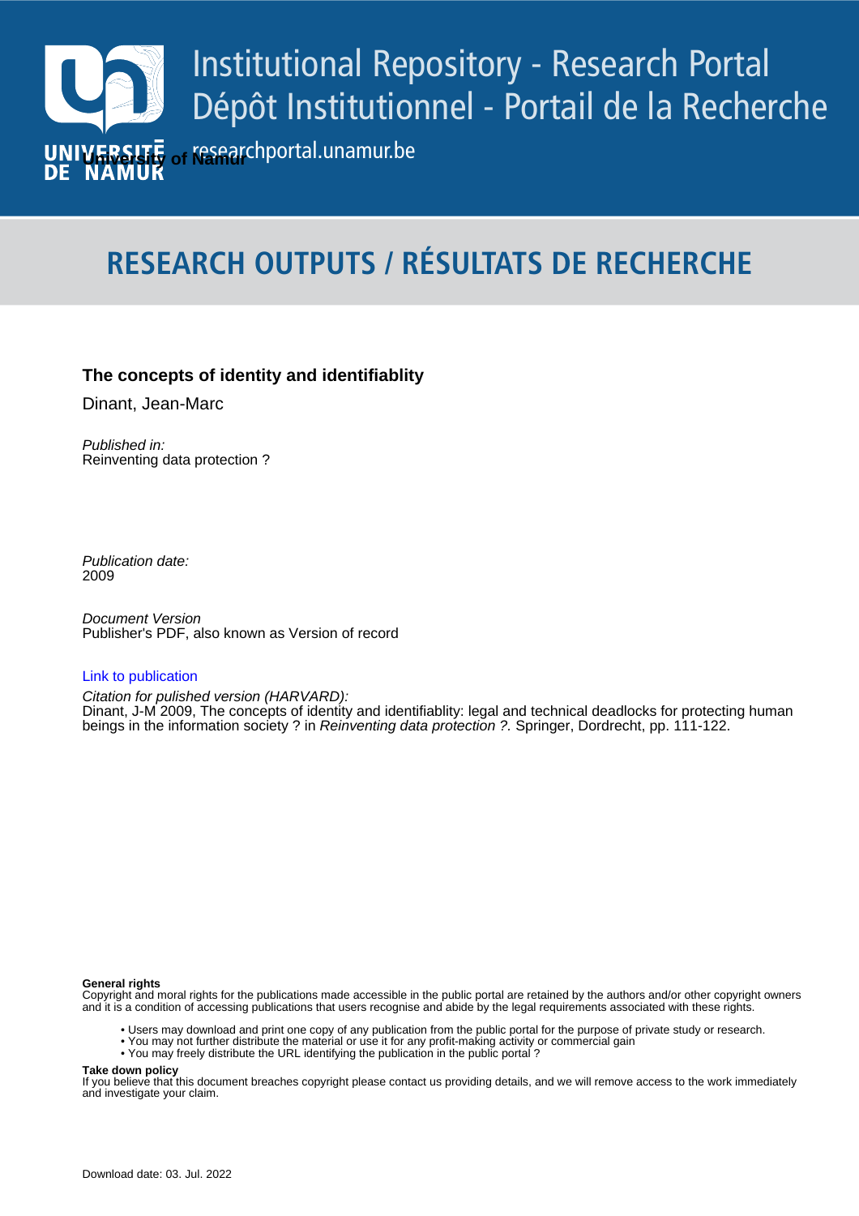# Institutional Repository - Research Portal
# Dépôt Institutionnel - Portail de la Recherche

researchportal.unamur.be

University of Namur

## RESEARCH OUTPUTS / RÉSULTATS DE RECHERCHE

**The concepts of identity and identifiablity**

Dinant, Jean-Marc

*Published in:*
Reinventing data protection ?

*Publication date:*
2009

*Document Version*
Publisher's PDF, also known as Version of record

[Link to publication](#)

*Citation for pulished version (HARVARD):*
Dinant, J-M 2009, The concepts of identity and identifiablity: legal and technical deadlocks for protecting human beings in the information society ? in *Reinventing data protection ?.* Springer, Dordrecht, pp. 111-122.

**General rights**
Copyright and moral rights for the publications made accessible in the public portal are retained by the authors and/or other copyright owners and it is a condition of accessing publications that users recognise and abide by the legal requirements associated with these rights.

- Users may download and print one copy of any publication from the public portal for the purpose of private study or research.
- You may not further distribute the material or use it for any profit-making activity or commercial gain
- You may freely distribute the URL identifying the publication in the public portal ?

**Take down policy**
If you believe that this document breaches copyright please contact us providing details, and we will remove access to the work immediately and investigate your claim.

Download date: 03. Jul. 2022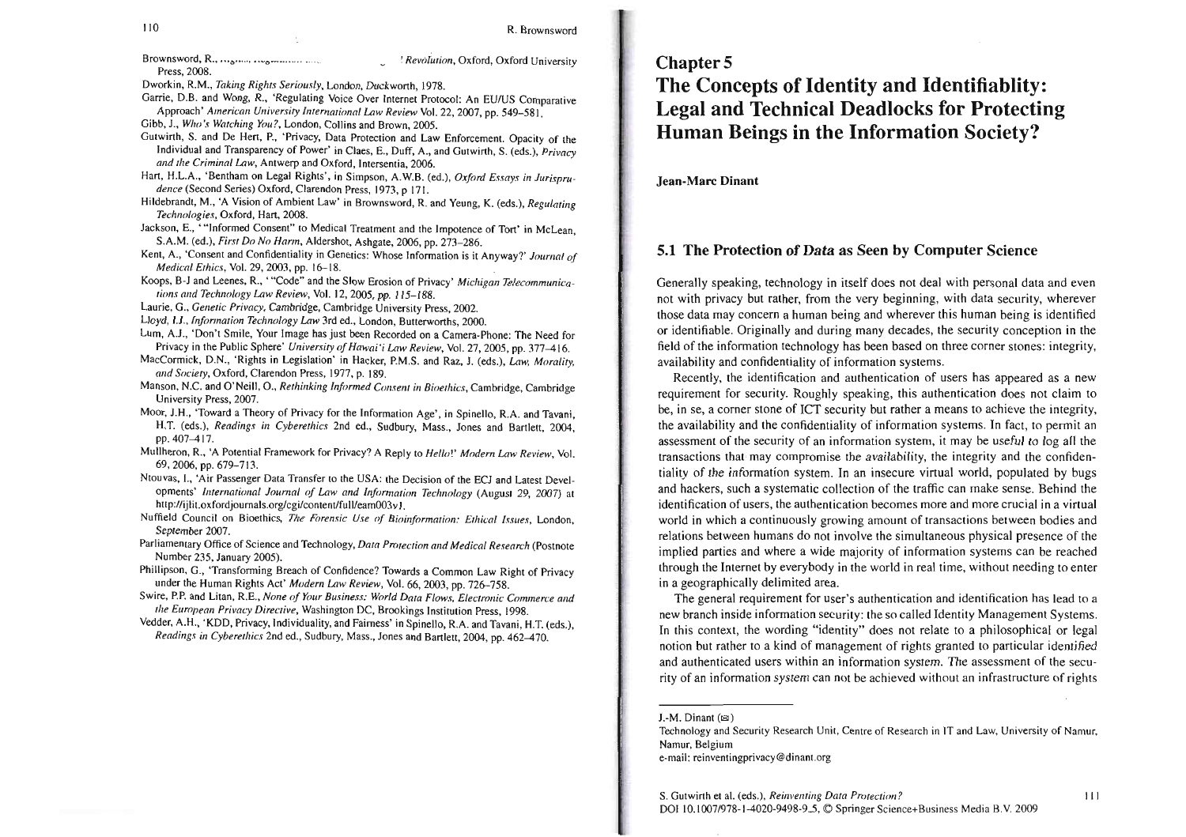Brownsword, R., ... *Revolution*, Oxford, Oxford University Press, 2008.

Dworkin, R.M., *Taking Rights Seriously*, London, Duckworth, 1978.

Garrie, D.B. and Wong, R., 'Regulating Voice Over Internet Protocol: An EU/US Comparative Approach' *American University International Law Review* Vol. 22, 2007, pp. 549–581.

Gibb, J., *Who's Watching You?*, London, Collins and Brown, 2005.

Gutwirth, S. and De Hert, P., 'Privacy, Data Protection and Law Enforcement. Opacity of the Individual and Transparency of Power' in Claes, E., Duff, A., and Gutwirth, S. (eds.), *Privacy and the Criminal Law*, Antwerp and Oxford, Intersentia, 2006.

Hart, H.L.A., 'Bentham on Legal Rights', in Simpson, A.W.B. (ed.), *Oxford Essays in Jurisprudence* (Second Series) Oxford, Clarendon Press, 1973, p 171.

Hildebrandt, M., 'A Vision of Ambient Law' in Brownsword, R. and Yeung, K. (eds.), *Regulating Technologies*, Oxford, Hart, 2008.

Jackson, E., '"Informed Consent" to Medical Treatment and the Impotence of Tort' in McLean, S.A.M. (ed.), *First Do No Harm*, Aldershot, Ashgate, 2006, pp. 273–286.

Kent, A., 'Consent and Confidentiality in Genetics: Whose Information is it Anyway?' *Journal of Medical Ethics*, Vol. 29, 2003, pp. 16–18.

Koops, B-J and Leenes, R., '"Code" and the Slow Erosion of Privacy' *Michigan Telecommunications and Technology Law Review*, Vol. 12, 2005, pp. 115–188.

Laurie, G., *Genetic Privacy*, Cambridge, Cambridge University Press, 2002.

Lloyd, I.J., *Information Technology Law* 3rd ed., London, Butterworths, 2000.

Lum, A.J., 'Don't Smile, Your Image has just been Recorded on a Camera-Phone: The Need for Privacy in the Public Sphere' *University of Hawai'i Law Review*, Vol. 27, 2005, pp. 377–416.

MacCormick, D.N., 'Rights in Legislation' in Hacker, P.M.S. and Raz, J. (eds.), *Law, Morality, and Society*, Oxford, Clarendon Press, 1977, p. 189.

Manson, N.C. and O'Neill, O., *Rethinking Informed Consent in Bioethics*, Cambridge, Cambridge University Press, 2007.

Moor, J.H., 'Toward a Theory of Privacy for the Information Age', in Spinello, R.A. and Tavani, H.T. (eds.), *Readings in Cyberethics* 2nd ed., Sudbury, Mass., Jones and Bartlett, 2004, pp. 407–417.

Mullheron, R., 'A Potential Framework for Privacy? A Reply to *Hello!*' *Modern Law Review*, Vol. 69, 2006, pp. 679–713.

Ntouvas, I., 'Air Passenger Data Transfer to the USA: the Decision of the ECJ and Latest Developments' *International Journal of Law and Information Technology* (August 29, 2007) at http://ijlit.oxfordjournals.org/cgi/content/full/eam003v1.

Nuffield Council on Bioethics, *The Forensic Use of Bioinformation: Ethical Issues*, London, September 2007.

Parliamentary Office of Science and Technology, *Data Protection and Medical Research* (Postnote Number 235, January 2005).

Phillipson, G., 'Transforming Breach of Confidence? Towards a Common Law Right of Privacy under the Human Rights Act' *Modern Law Review*, Vol. 66, 2003, pp. 726–758.

Swire, P.P. and Litan, R.E., *None of Your Business: World Data Flows, Electronic Commerce and the European Privacy Directive*, Washington DC, Brookings Institution Press, 1998.

Vedder, A.H., 'KDD, Privacy, Individuality, and Fairness' in Spinello, R.A. and Tavani, H.T. (eds.), *Readings in Cyberethics* 2nd ed., Sudbury, Mass., Jones and Bartlett, 2004, pp. 462–470.

# Chapter 5
# The Concepts of Identity and Identifiablity: Legal and Technical Deadlocks for Protecting Human Beings in the Information Society?

**Jean-Marc Dinant**

## 5.1 The Protection of *Data* as Seen by Computer Science

Generally speaking, technology in itself does not deal with personal data and even not with privacy but rather, from the very beginning, with data security, wherever those data may concern a human being and wherever this human being is identified or identifiable. Originally and during many decades, the security conception in the field of the information technology has been based on three corner stones: integrity, availability and confidentiality of information systems.

Recently, the identification and authentication of users has appeared as a new requirement for security. Roughly speaking, this authentication does not claim to be, in se, a corner stone of ICT security but rather a means to achieve the integrity, the availability and the confidentiality of information systems. In fact, to permit an assessment of the security of an information system, it may be useful to log all the transactions that may compromise the availability, the integrity and the confidentiality of the information system. In an insecure virtual world, populated by bugs and hackers, such a systematic collection of the traffic can make sense. Behind the identification of users, the authentication becomes more and more crucial in a virtual world in which a continuously growing amount of transactions between bodies and relations between humans do not involve the simultaneous physical presence of the implied parties and where a wide majority of information systems can be reached through the Internet by everybody in the world in real time, without needing to enter in a geographically delimited area.

The general requirement for user's authentication and identification has lead to a new branch inside information security: the so called Identity Management Systems. In this context, the wording "identity" does not relate to a philosophical or legal notion but rather to a kind of management of rights granted to particular identified and authenticated users within an information system. The assessment of the security of an information system can not be achieved without an infrastructure of rights

---

J.-M. Dinant (✉)
Technology and Security Research Unit, Centre of Research in IT and Law, University of Namur, Namur, Belgium
e-mail: reinventingprivacy@dinant.org

S. Gutwirth et al. (eds.), *Reinventing Data Protection?*
DOI 10.1007/978-1-4020-9498-9_5, © Springer Science+Business Media B.V. 2009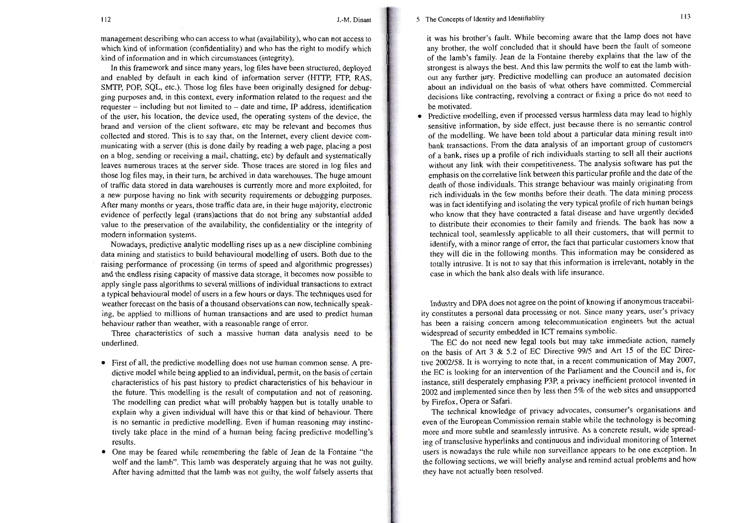management describing who can access to what (availability), who can not access to which kind of information (confidentiality) and who has the right to modify which kind of information and in which circumstances (integrity).

In this framework and since many years, log files have been structured, deployed and enabled by default in each kind of information server (HTTP, FTP, RAS, SMTP, POP, SQL, etc.). Those log files have been originally designed for debugging purposes and, in this context, every information related to the request and the requester – including but not limited to – date and time, IP address, identification of the user, his location, the device used, the operating system of the device, the brand and version of the client software, etc may be relevant and becomes thus collected and stored. This is to say that, on the Internet, every client device communicating with a server (this is done daily by reading a web page, placing a post on a blog, sending or receiving a mail, chatting, etc) by default and systematically leaves numerous traces at the server side. Those traces are stored in log files and those log files may, in their turn, be archived in data warehouses. The huge amount of traffic data stored in data warehouses is currently more and more exploited, for a new purpose having no link with security requirements or debugging purposes. After many months or years, those traffic data are, in their huge majority, electronic evidence of perfectly legal (trans)actions that do not bring any substantial added value to the preservation of the availability, the confidentiality or the integrity of modern information systems.

Nowadays, predictive analytic modelling rises up as a new discipline combining data mining and statistics to build behavioural modelling of users. Both due to the raising performance of processing (in terms of speed and algorithmic progresses) and the endless rising capacity of massive data storage, it becomes now possible to apply single pass algorithms to several millions of individual transactions to extract a typical behavioural model of users in a few hours or days. The techniques used for weather forecast on the basis of a thousand observations can now, technically speaking, be applied to millions of human transactions and are used to predict human behaviour rather than weather, with a reasonable range of error.

Three characteristics of such a massive human data analysis need to be underlined.

- First of all, the predictive modelling does not use human common sense. A predictive model while being applied to an individual, permit, on the basis of certain characteristics of his past history to predict characteristics of his behaviour in the future. This modelling is the result of computation and not of reasoning. The modelling can predict what will probably happen but is totally unable to explain why a given individual will have this or that kind of behaviour. There is no semantic in predictive modelling. Even if human reasoning may instinctively take place in the mind of a human being facing predictive modelling's results.
- One may be feared while remembering the fable of Jean de la Fontaine "the wolf and the lamb". This lamb was desperately arguing that he was not guilty. After having admitted that the lamb was not guilty, the wolf falsely asserts that it was his brother's fault. While becoming aware that the lamp does not have any brother, the wolf concluded that it should have been the fault of someone of the lamb's family. Jean de la Fontaine thereby explains that the law of the strongest is always the best. And this law permits the wolf to eat the lamb without any further jury. Predictive modelling can produce an automated decision about an individual on the basis of what others have committed. Commercial decisions like contracting, revolving a contract or fixing a price do not need to be motivated.
- Predictive modelling, even if processed versus harmless data may lead to highly sensitive information, by side effect, just because there is no semantic control of the modelling. We have been told about a particular data mining result into bank transactions. From the data analysis of an important group of customers of a bank, rises up a profile of rich individuals starting to sell all their auctions without any link with their competitiveness. The analysis software has put the emphasis on the correlative link between this particular profile and the date of the death of those individuals. This strange behaviour was mainly originating from rich individuals in the few months before their death. The data mining process was in fact identifying and isolating the very typical profile of rich human beings who know that they have contracted a fatal disease and have urgently decided to distribute their economies to their family and friends. The bank has now a technical tool, seamlessly applicable to all their customers, that will permit to identify, with a minor range of error, the fact that particular customers know that they will die in the following months. This information may be considered as totally intrusive. It is not to say that this information is irrelevant, notably in the case in which the bank also deals with life insurance.

Industry and DPA does not agree on the point of knowing if anonymous traceability constitutes a personal data processing or not. Since many years, user's privacy has been a raising concern among telecommunication engineers but the actual widespread of security embedded in ICT remains symbolic.

The EC do not need new legal tools but may take immediate action, namely on the basis of Art 3 & 5.2 of EC Directive 99/5 and Art 15 of the EC Directive 2002/58. It is worrying to note that, in a recent communication of May 2007, the EC is looking for an intervention of the Parliament and the Council and is, for instance, still desperately emphasing P3P, a privacy inefficient protocol invented in 2002 and implemented since then by less then 5% of the web sites and unsupported by Firefox, Opera or Safari.

The technical knowledge of privacy advocates, consumer's organisations and even of the European Commission remain stable while the technology is becoming more and more subtle and seamlessly intrusive. As a concrete result, wide spreading of transclusive hyperlinks and continuous and individual monitoring of Internet users is nowadays the rule while non surveillance appears to be one exception. In the following sections, we will briefly analyse and remind actual problems and how they have not actually been resolved.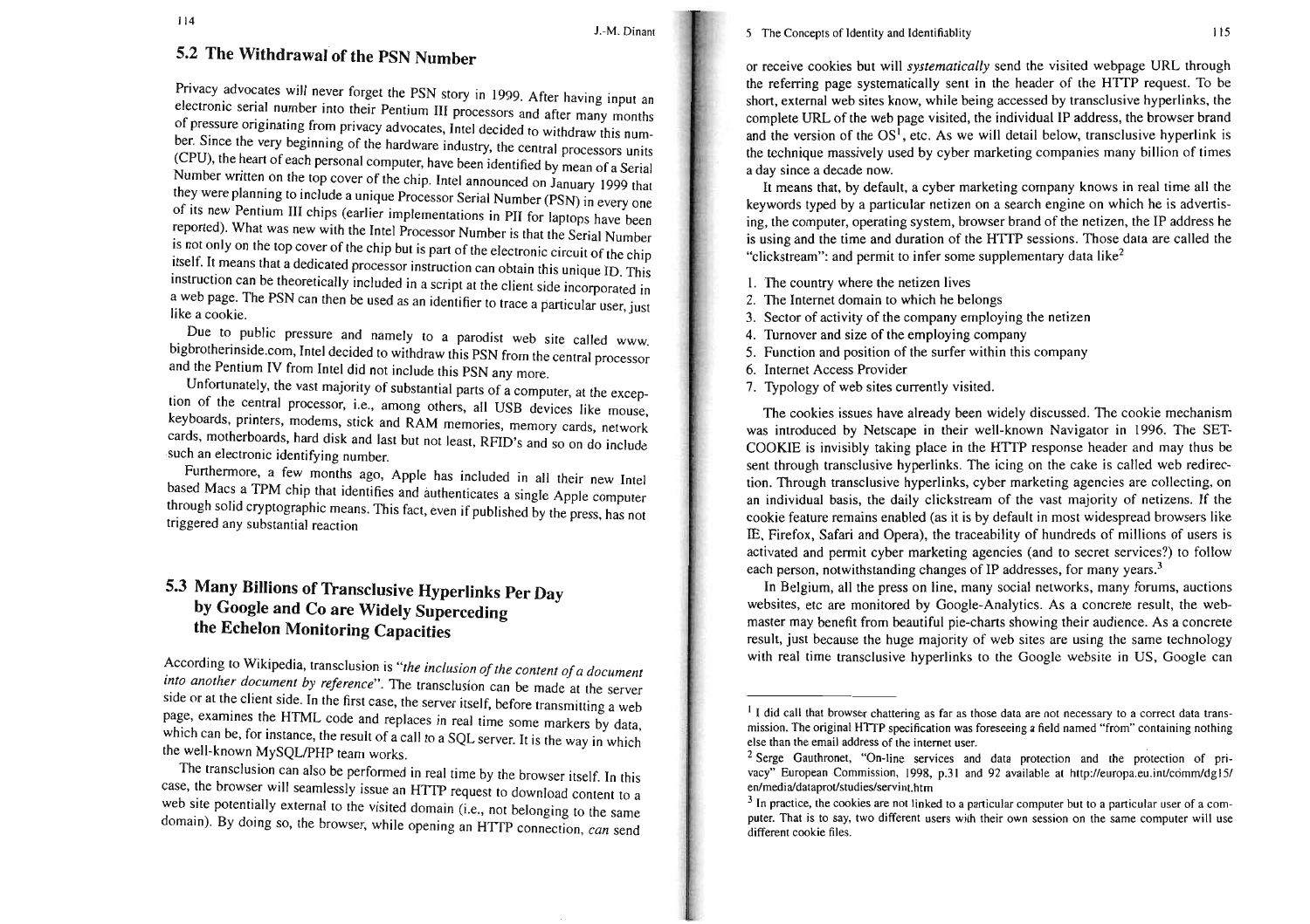## 5.2 The Withdrawal of the PSN Number

Privacy advocates will never forget the PSN story in 1999. After having input an electronic serial number into their Pentium III processors and after many months of pressure originating from privacy advocates, Intel decided to withdraw this number. Since the very beginning of the hardware industry, the central processors units (CPU), the heart of each personal computer, have been identified by mean of a Serial Number written on the top cover of the chip. Intel announced on January 1999 that they were planning to include a unique Processor Serial Number (PSN) in every one of its new Pentium III chips (earlier implementations in PII for laptops have been reported). What was new with the Intel Processor Number is that the Serial Number is not only on the top cover of the chip but is part of the electronic circuit of the chip itself. It means that a dedicated processor instruction can obtain this unique ID. This instruction can be theoretically included in a script at the client side incorporated in a web page. The PSN can then be used as an identifier to trace a particular user, just like a cookie.

Due to public pressure and namely to a parodist web site called www.bigbrotherinside.com, Intel decided to withdraw this PSN from the central processor and the Pentium IV from Intel did not include this PSN any more.

Unfortunately, the vast majority of substantial parts of a computer, at the exception of the central processor, i.e., among others, all USB devices like mouse, keyboards, printers, modems, stick and RAM memories, memory cards, network cards, motherboards, hard disk and last but not least, RFID's and so on do include such an electronic identifying number.

Furthermore, a few months ago, Apple has included in all their new Intel based Macs a TPM chip that identifies and authenticates a single Apple computer through solid cryptographic means. This fact, even if published by the press, has not triggered any substantial reaction

## 5.3 Many Billions of Transclusive Hyperlinks Per Day by Google and Co are Widely Superceding the Echelon Monitoring Capacities

According to Wikipedia, transclusion is *"the inclusion of the content of a document into another document by reference"*. The transclusion can be made at the server side or at the client side. In the first case, the server itself, before transmitting a web page, examines the HTML code and replaces in real time some markers by data, which can be, for instance, the result of a call to a SQL server. It is the way in which the well-known MySQL/PHP team works.

The transclusion can also be performed in real time by the browser itself. In this case, the browser will seamlessly issue an HTTP request to download content to a web site potentially external to the visited domain (i.e., not belonging to the same domain). By doing so, the browser, while opening an HTTP connection, *can* send or receive cookies but will *systematically* send the visited webpage URL through the referring page systematically sent in the header of the HTTP request. To be short, external web sites know, while being accessed by transclusive hyperlinks, the complete URL of the web page visited, the individual IP address, the browser brand and the version of the OS[1], etc. As we will detail below, transclusive hyperlink is the technique massively used by cyber marketing companies many billion of times a day since a decade now.

It means that, by default, a cyber marketing company knows in real time all the keywords typed by a particular netizen on a search engine on which he is advertising, the computer, operating system, browser brand of the netizen, the IP address he is using and the time and duration of the HTTP sessions. Those data are called the "clickstream": and permit to infer some supplementary data like[2]

1. The country where the netizen lives
2. The Internet domain to which he belongs
3. Sector of activity of the company employing the netizen
4. Turnover and size of the employing company
5. Function and position of the surfer within this company
6. Internet Access Provider
7. Typology of web sites currently visited.

The cookies issues have already been widely discussed. The cookie mechanism was introduced by Netscape in their well-known Navigator in 1996. The SET-COOKIE is invisibly taking place in the HTTP response header and may thus be sent through transclusive hyperlinks. The icing on the cake is called web redirection. Through transclusive hyperlinks, cyber marketing agencies are collecting, on an individual basis, the daily clickstream of the vast majority of netizens. If the cookie feature remains enabled (as it is by default in most widespread browsers like IE, Firefox, Safari and Opera), the traceability of hundreds of millions of users is activated and permit cyber marketing agencies (and to secret services?) to follow each person, notwithstanding changes of IP addresses, for many years.[3]

In Belgium, all the press on line, many social networks, many forums, auctions websites, etc are monitored by Google-Analytics. As a concrete result, the webmaster may benefit from beautiful pie-charts showing their audience. As a concrete result, just because the huge majority of web sites are using the same technology with real time transclusive hyperlinks to the Google website in US, Google can

---

[1] I did call that browser chattering as far as those data are not necessary to a correct data transmission. The original HTTP specification was foreseeing a field named "from" containing nothing else than the email address of the internet user.

[2] Serge Gauthronet, "On-line services and data protection and the protection of privacy" European Commission, 1998, p.31 and 92 available at http://europa.eu.int/comm/dg15/en/media/dataprot/studies/servint.htm

[3] In practice, the cookies are not linked to a particular computer but to a particular user of a computer. That is to say, two different users with their own session on the same computer will use different cookie files.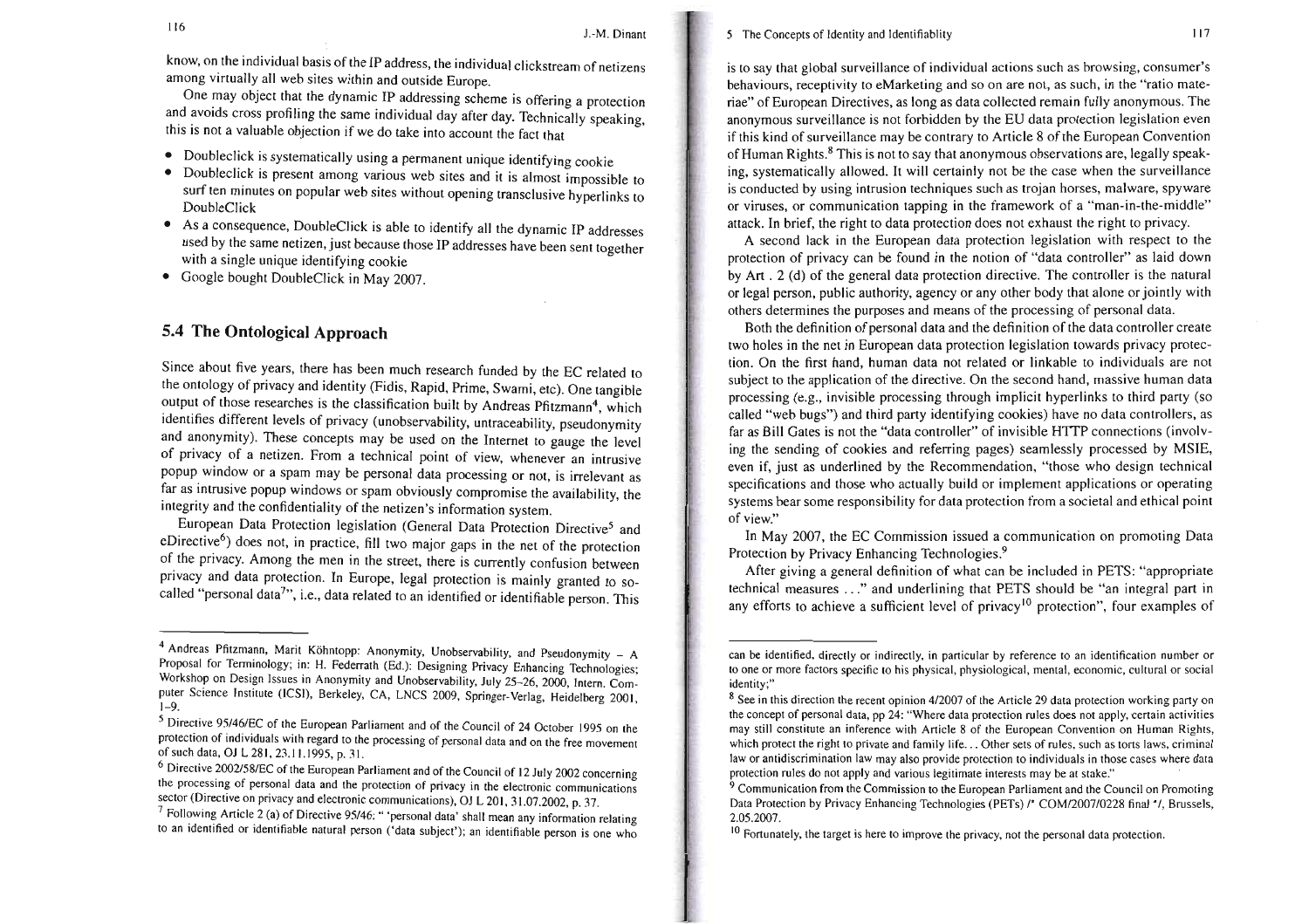know, on the individual basis of the IP address, the individual clickstream of netizens among virtually all web sites within and outside Europe.

One may object that the dynamic IP addressing scheme is offering a protection and avoids cross profiling the same individual day after day. Technically speaking, this is not a valuable objection if we do take into account the fact that

- Doubleclick is systematically using a permanent unique identifying cookie
- Doubleclick is present among various web sites and it is almost impossible to surf ten minutes on popular web sites without opening transclusive hyperlinks to DoubleClick
- As a consequence, DoubleClick is able to identify all the dynamic IP addresses used by the same netizen, just because those IP addresses have been sent together with a single unique identifying cookie
- Google bought DoubleClick in May 2007.

## 5.4 The Ontological Approach

Since about five years, there has been much research funded by the EC related to the ontology of privacy and identity (Fidis, Rapid, Prime, Swami, etc). One tangible output of those researches is the classification built by Andreas Pfitzmann[4], which identifies different levels of privacy (unobservability, untraceability, pseudonymity and anonymity). These concepts may be used on the Internet to gauge the level of privacy of a netizen. From a technical point of view, whenever an intrusive popup window or a spam may be personal data processing or not, is irrelevant as far as intrusive popup windows or spam obviously compromise the availability, the integrity and the confidentiality of the netizen's information system.

European Data Protection legislation (General Data Protection Directive[5] and eDirective[6]) does not, in practice, fill two major gaps in the net of the protection of the privacy. Among the men in the street, there is currently confusion between privacy and data protection. In Europe, legal protection is mainly granted to so-called "personal data[7]", i.e., data related to an identified or identifiable person. This is to say that global surveillance of individual actions such as browsing, consumer's behaviours, receptivity to eMarketing and so on are not, as such, in the "ratio materiae" of European Directives, as long as data collected remain fully anonymous. The anonymous surveillance is not forbidden by the EU data protection legislation even if this kind of surveillance may be contrary to Article 8 of the European Convention of Human Rights.[8] This is not to say that anonymous observations are, legally speaking, systematically allowed. It will certainly not be the case when the surveillance is conducted by using intrusion techniques such as trojan horses, malware, spyware or viruses, or communication tapping in the framework of a "man-in-the-middle" attack. In brief, the right to data protection does not exhaust the right to privacy.

A second lack in the European data protection legislation with respect to the protection of privacy can be found in the notion of "data controller" as laid down by Art . 2 (d) of the general data protection directive. The controller is the natural or legal person, public authority, agency or any other body that alone or jointly with others determines the purposes and means of the processing of personal data.

Both the definition of personal data and the definition of the data controller create two holes in the net in European data protection legislation towards privacy protection. On the first hand, human data not related or linkable to individuals are not subject to the application of the directive. On the second hand, massive human data processing (e.g., invisible processing through implicit hyperlinks to third party (so called "web bugs") and third party identifying cookies) have no data controllers, as far as Bill Gates is not the "data controller" of invisible HTTP connections (involving the sending of cookies and referring pages) seamlessly processed by MSIE, even if, just as underlined by the Recommendation, "those who design technical specifications and those who actually build or implement applications or operating systems bear some responsibility for data protection from a societal and ethical point of view."

In May 2007, the EC Commission issued a communication on promoting Data Protection by Privacy Enhancing Technologies.[9]

After giving a general definition of what can be included in PETS: "appropriate technical measures ..." and underlining that PETS should be "an integral part in any efforts to achieve a sufficient level of privacy[10] protection", four examples of

---

[4] Andreas Pfitzmann, Marit Köhntopp: Anonymity, Unobservability, and Pseudonymity – A Proposal for Terminology; in: H. Federrath (Ed.): Designing Privacy Enhancing Technologies; Workshop on Design Issues in Anonymity and Unobservability, July 25–26, 2000, Intern. Computer Science Institute (ICSI), Berkeley, CA, LNCS 2009, Springer-Verlag, Heidelberg 2001, 1–9.

[5] Directive 95/46/EC of the European Parliament and of the Council of 24 October 1995 on the protection of individuals with regard to the processing of personal data and on the free movement of such data, OJ L 281, 23.11.1995, p. 31.

[6] Directive 2002/58/EC of the European Parliament and of the Council of 12 July 2002 concerning the processing of personal data and the protection of privacy in the electronic communications sector (Directive on privacy and electronic communications), OJ L 201, 31.07.2002, p. 37.

[7] Following Article 2 (a) of Directive 95/46: " 'personal data' shall mean any information relating to an identified or identifiable natural person ('data subject'); an identifiable person is one who can be identified, directly or indirectly, in particular by reference to an identification number or to one or more factors specific to his physical, physiological, mental, economic, cultural or social identity;"

[8] See in this direction the recent opinion 4/2007 of the Article 29 data protection working party on the concept of personal data, pp 24: "Where data protection rules does not apply, certain activities may still constitute an inference with Article 8 of the European Convention on Human Rights, which protect the right to private and family life... Other sets of rules, such as torts laws, criminal law or antidiscrimination law may also provide protection to individuals in those cases where data protection rules do not apply and various legitimate interests may be at stake."

[9] Communication from the Commission to the European Parliament and the Council on Promoting Data Protection by Privacy Enhancing Technologies (PETs) /* COM/2007/0228 final */, Brussels, 2.05.2007.

[10] Fortunately, the target is here to improve the privacy, not the personal data protection.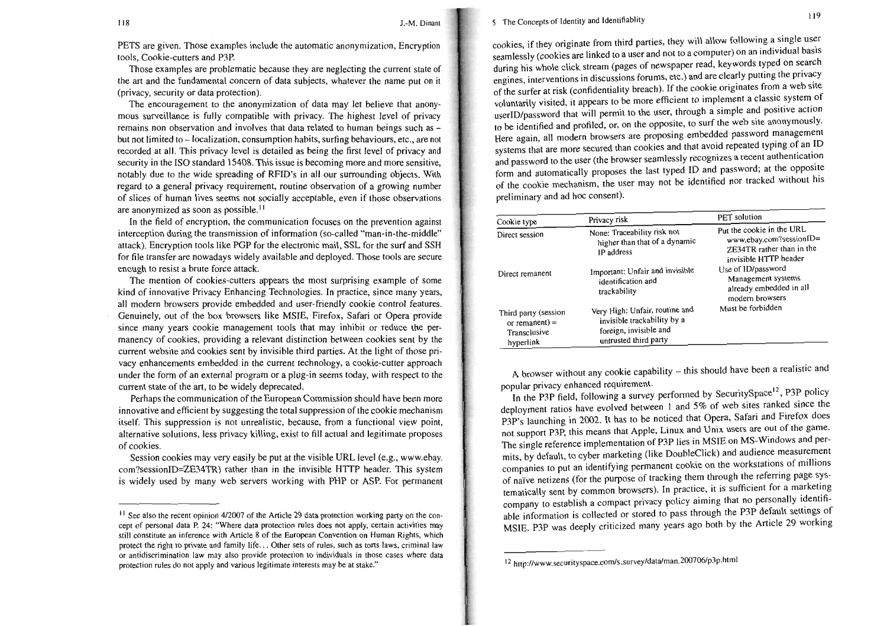PETS are given. Those examples include the automatic anonymization, Encryption tools, Cookie-cutters and P3P.

Those examples are problematic because they are neglecting the current state of the art and the fundamental concern of data subjects, whatever the name put on it (privacy, security or data protection).

The encouragement to the anonymization of data may let believe that anonymous surveillance is fully compatible with privacy. The highest level of privacy remains non observation and involves that data related to human beings such as – but not limited to – localization, consumption habits, surfing behaviours, etc., are not recorded at all. This privacy level is detailed as being the first level of privacy and security in the ISO standard 15408. This issue is becoming more and more sensitive, notably due to the wide spreading of RFID's in all our surrounding objects. With regard to a general privacy requirement, routine observation of a growing number of slices of human lives seems not socially acceptable, even if those observations are anonymized as soon as possible.[11]

In the field of encryption, the communication focuses on the prevention against interception during the transmission of information (so-called "man-in-the-middle" attack). Encryption tools like PGP for the electronic mail, SSL for the surf and SSH for file transfer are nowadays widely available and deployed. Those tools are secure enough to resist a brute force attack.

The mention of cookies-cutters appears the most surprising example of some kind of innovative Privacy Enhancing Technologies. In practice, since many years, all modern browsers provide embedded and user-friendly cookie control features. Genuinely, out of the box browsers like MSIE, Firefox, Safari or Opera provide since many years cookie management tools that may inhibit or reduce the permanency of cookies, providing a relevant distinction between cookies sent by the current website and cookies sent by invisible third parties. At the light of those privacy enhancements embedded in the current technology, a cookie-cutter approach under the form of an external program or a plug-in seems today, with respect to the current state of the art, to be widely deprecated.

Perhaps the communication of the European Commission should have been more innovative and efficient by suggesting the total suppression of the cookie mechanism itself. This suppression is not unrealistic, because, from a functional view point, alternative solutions, less privacy killing, exist to fill actual and legitimate proposes of cookies.

Session cookies may very easily be put at the visible URL level (e.g., www.ebay.com?sessionID=ZE34TR) rather than in the invisible HTTP header. This system is widely used by many web servers working with PHP or ASP. For permanent cookies, if they originate from third parties, they will allow following a single user seamlessly (cookies are linked to a user and not to a computer) on an individual basis during his whole click stream (pages of newspaper read, keywords typed on search engines, interventions in discussions forums, etc.) and are clearly putting the privacy of the surfer at risk (confidentiality breach). If the cookie originates from a web site voluntarily visited, it appears to be more efficient to implement a classic system of userID/password that will permit to the user, through a simple and positive action to be identified and profiled, or, on the opposite, to surf the web site anonymously. Here again, all modern browsers are proposing embedded password management systems that are more secured than cookies and that avoid repeated typing of an ID and password to the user (the browser seamlessly recognizes a recent authentication form and automatically proposes the last typed ID and password; at the opposite of the cookie mechanism, the user may not be identified nor tracked without his preliminary and ad hoc consent).

| Cookie type | Privacy risk | PET solution |
|---|---|---|
| Direct session | None: Traceability risk not higher than that of a dynamic IP address | Put the cookie in the URL www.ebay.com?sessionID=ZE34TR rather than in the invisible HTTP header |
| Direct remanent | Important: Unfair and invisible identification and trackability | Use of ID/password Management systems already embedded in all modern browsers |
| Third party (session or remanent) = Transclusive hyperlink | Very High: Unfair, routine and invisible trackability by a foreign, invisible and untrusted third party | Must be forbidden |

A browser without any cookie capability – this should have been a realistic and popular privacy enhanced requirement.

In the P3P field, following a survey performed by SecuritySpace[12], P3P policy deployment ratios have evolved between 1 and 5% of web sites ranked since the P3P's launching in 2002. It has to be noticed that Opera, Safari and Firefox does not support P3P, this means that Apple, Linux and Unix users are out of the game. The single reference implementation of P3P lies in MSIE on MS-Windows and permits, by default, to cyber marketing (like DoubleClick) and audience measurement companies to put an identifying permanent cookie on the workstations of millions of naïve netizens (for the purpose of tracking them through the referring page systematically sent by common browsers). In practice, it is sufficient for a marketing company to establish a compact privacy policy aiming that no personally identifiable information is collected or stored to pass through the P3P default settings of MSIE. P3P was deeply criticized many years ago both by the Article 29 working

---

[11] See also the recent opinion 4/2007 of the Article 29 data protection working party on the concept of personal data P. 24: "Where data protection rules does not apply, certain activities may still constitute an inference with Article 8 of the European Convention on Human Rights, which protect the right to private and family life... Other sets of rules, such as torts laws, criminal law or antidiscrimination law may also provide protection to individuals in those cases where data protection rules do not apply and various legitimate interests may be at stake."

[12] http://www.securityspace.com/s_survey/data/man.200706/p3p.html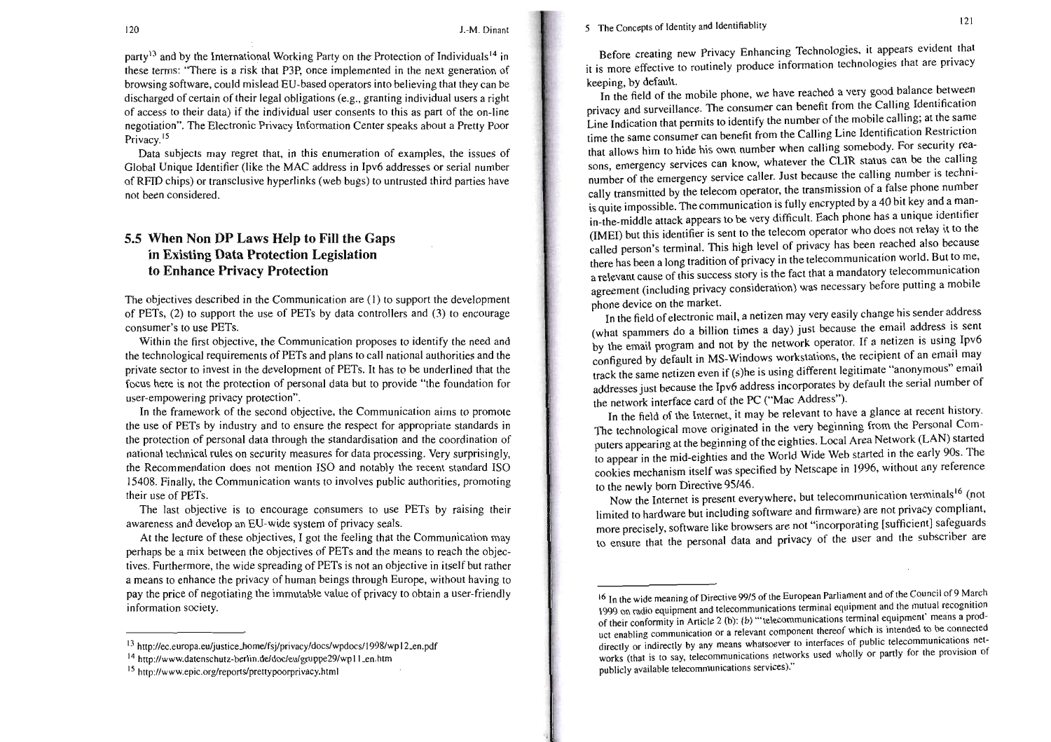party[13] and by the International Working Party on the Protection of Individuals[14] in these terms: "There is a risk that P3P, once implemented in the next generation of browsing software, could mislead EU-based operators into believing that they can be discharged of certain of their legal obligations (e.g., granting individual users a right of access to their data) if the individual user consents to this as part of the on-line negotiation". The Electronic Privacy Information Center speaks about a Pretty Poor Privacy.[15]

Data subjects may regret that, in this enumeration of examples, the issues of Global Unique Identifier (like the MAC address in Ipv6 addresses or serial number of RFID chips) or transclusive hyperlinks (web bugs) to untrusted third parties have not been considered.

## 5.5 When Non DP Laws Help to Fill the Gaps in Existing Data Protection Legislation to Enhance Privacy Protection

The objectives described in the Communication are (1) to support the development of PETs, (2) to support the use of PETs by data controllers and (3) to encourage consumer's to use PETs.

Within the first objective, the Communication proposes to identify the need and the technological requirements of PETs and plans to call national authorities and the private sector to invest in the development of PETs. It has to be underlined that the focus here is not the protection of personal data but to provide "the foundation for user-empowering privacy protection".

In the framework of the second objective, the Communication aims to promote the use of PETs by industry and to ensure the respect for appropriate standards in the protection of personal data through the standardisation and the coordination of national technical rules on security measures for data processing. Very surprisingly, the Recommendation does not mention ISO and notably the recent standard ISO 15408. Finally, the Communication wants to involves public authorities, promoting their use of PETs.

The last objective is to encourage consumers to use PETs by raising their awareness and develop an EU-wide system of privacy seals.

At the lecture of these objectives, I got the feeling that the Communication may perhaps be a mix between the objectives of PETs and the means to reach the objectives. Furthermore, the wide spreading of PETs is not an objective in itself but rather a means to enhance the privacy of human beings through Europe, without having to pay the price of negotiating the immutable value of privacy to obtain a user-friendly information society.

[13] http://ec.europa.eu/justice_home/fsj/privacy/docs/wpdocs/1998/wp12_en.pdf

[14] http://www.datenschutz-berlin.de/doc/eu/gruppe29/wp11_en.htm

[15] http://www.epic.org/reports/prettypoorprivacy.html

Before creating new Privacy Enhancing Technologies, it appears evident that it is more effective to routinely produce information technologies that are privacy keeping, by default.

In the field of the mobile phone, we have reached a very good balance between privacy and surveillance. The consumer can benefit from the Calling Identification Line Indication that permits to identify the number of the mobile calling; at the same time the same consumer can benefit from the Calling Line Identification Restriction that allows him to hide his own number when calling somebody. For security reasons, emergency services can know, whatever the CLIR status can be the calling number of the emergency service caller. Just because the calling number is technically transmitted by the telecom operator, the transmission of a false phone number is quite impossible. The communication is fully encrypted by a 40 bit key and a man-in-the-middle attack appears to be very difficult. Each phone has a unique identifier (IMEI) but this identifier is sent to the telecom operator who does not relay it to the called person's terminal. This high level of privacy has been reached also because there has been a long tradition of privacy in the telecommunication world. But to me, a relevant cause of this success story is the fact that a mandatory telecommunication agreement (including privacy consideration) was necessary before putting a mobile phone device on the market.

In the field of electronic mail, a netizen may very easily change his sender address (what spammers do a billion times a day) just because the email address is sent by the email program and not by the network operator. If a netizen is using Ipv6 configured by default in MS-Windows workstations, the recipient of an email may track the same netizen even if (s)he is using different legitimate "anonymous" email addresses just because the Ipv6 address incorporates by default the serial number of the network interface card of the PC ("Mac Address").

In the field of the Internet, it may be relevant to have a glance at recent history. The technological move originated in the very beginning from the Personal Computers appearing at the beginning of the eighties. Local Area Network (LAN) started to appear in the mid-eighties and the World Wide Web started in the early 90s. The cookies mechanism itself was specified by Netscape in 1996, without any reference to the newly born Directive 95/46.

Now the Internet is present everywhere, but telecommunication terminals[16] (not limited to hardware but including software and firmware) are not privacy compliant, more precisely, software like browsers are not "incorporating [sufficient] safeguards to ensure that the personal data and privacy of the user and the subscriber are

[16] In the wide meaning of Directive 99/5 of the European Parliament and of the Council of 9 March 1999 on radio equipment and telecommunications terminal equipment and the mutual recognition of their conformity in Article 2 (b): (b) "'telecommunications terminal equipment' means a product enabling communication or a relevant component thereof which is intended to be connected directly or indirectly by any means whatsoever to interfaces of public telecommunications networks (that is to say, telecommunications networks used wholly or partly for the provision of publicly available telecommunications services)."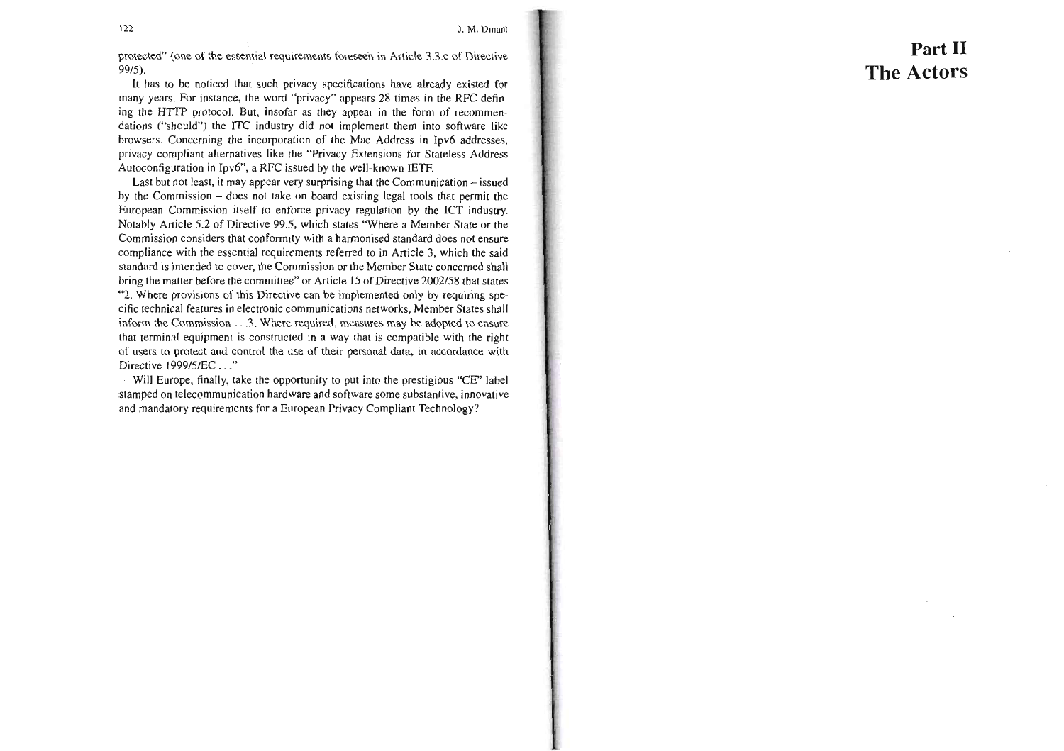protected" (one of the essential requirements foreseen in Article 3.3.c of Directive 99/5).

It has to be noticed that such privacy specifications have already existed for many years. For instance, the word "privacy" appears 28 times in the RFC defining the HTTP protocol. But, insofar as they appear in the form of recommendations ("should") the ITC industry did not implement them into software like browsers. Concerning the incorporation of the Mac Address in Ipv6 addresses, privacy compliant alternatives like the "Privacy Extensions for Stateless Address Autoconfiguration in Ipv6", a RFC issued by the well-known IETF.

Last but not least, it may appear very surprising that the Communication – issued by the Commission – does not take on board existing legal tools that permit the European Commission itself to enforce privacy regulation by the ICT industry. Notably Article 5.2 of Directive 99.5, which states "Where a Member State or the Commission considers that conformity with a harmonised standard does not ensure compliance with the essential requirements referred to in Article 3, which the said standard is intended to cover, the Commission or the Member State concerned shall bring the matter before the committee" or Article 15 of Directive 2002/58 that states "2. Where provisions of this Directive can be implemented only by requiring specific technical features in electronic communications networks, Member States shall inform the Commission ...3. Where required, measures may be adopted to ensure that terminal equipment is constructed in a way that is compatible with the right of users to protect and control the use of their personal data, in accordance with Directive 1999/5/EC ..."

Will Europe, finally, take the opportunity to put into the prestigious "CE" label stamped on telecommunication hardware and software some substantive, innovative and mandatory requirements for a European Privacy Compliant Technology?

# Part II
# The Actors